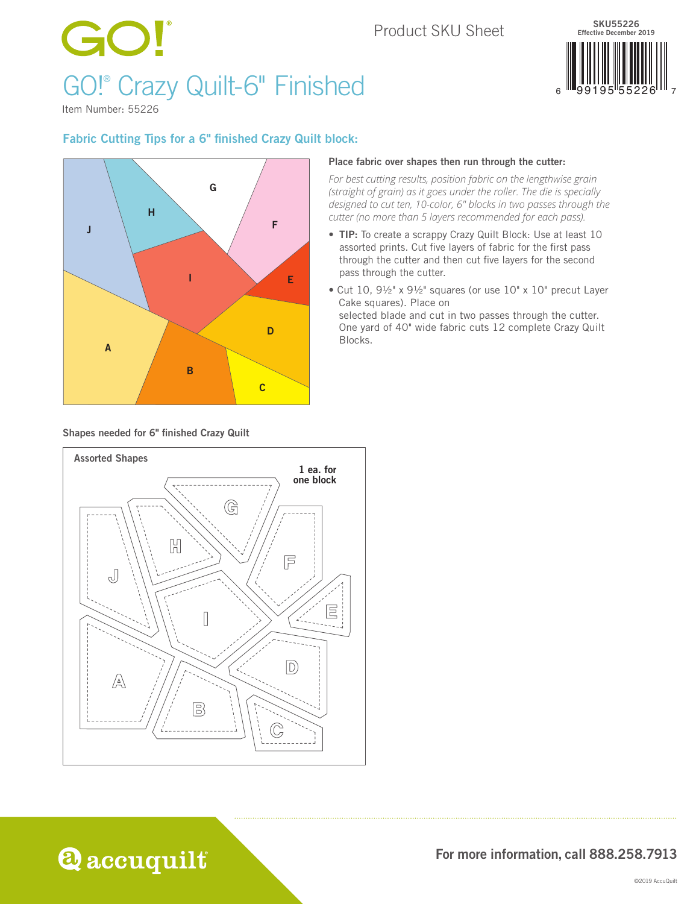GO!®

Product SKU Sheet

SKU55226
Effective December 2019

# GO!® Crazy Quilt-6" Finished

Item Number: 55226

## Fabric Cutting Tips for a 6" finished Crazy Quilt block:

**Place fabric over shapes then run through the cutter:**

*For best cutting results, position fabric on the lengthwise grain (straight of grain) as it goes under the roller. The die is specially designed to cut ten, 10-color, 6" blocks in two passes through the cutter (no more than 5 layers recommended for each pass).*

- **TIP:** To create a scrappy Crazy Quilt Block: Use at least 10 assorted prints. Cut five layers of fabric for the first pass through the cutter and then cut five layers for the second pass through the cutter.
- Cut 10, 9½" x 9½" squares (or use 10" x 10" precut Layer Cake squares). Place on selected blade and cut in two passes through the cutter. One yard of 40" wide fabric cuts 12 complete Crazy Quilt Blocks.

**Shapes needed for 6" finished Crazy Quilt**

Assorted Shapes

1 ea. for one block

For more information, call 888.258.7913

©2019 AccuQuilt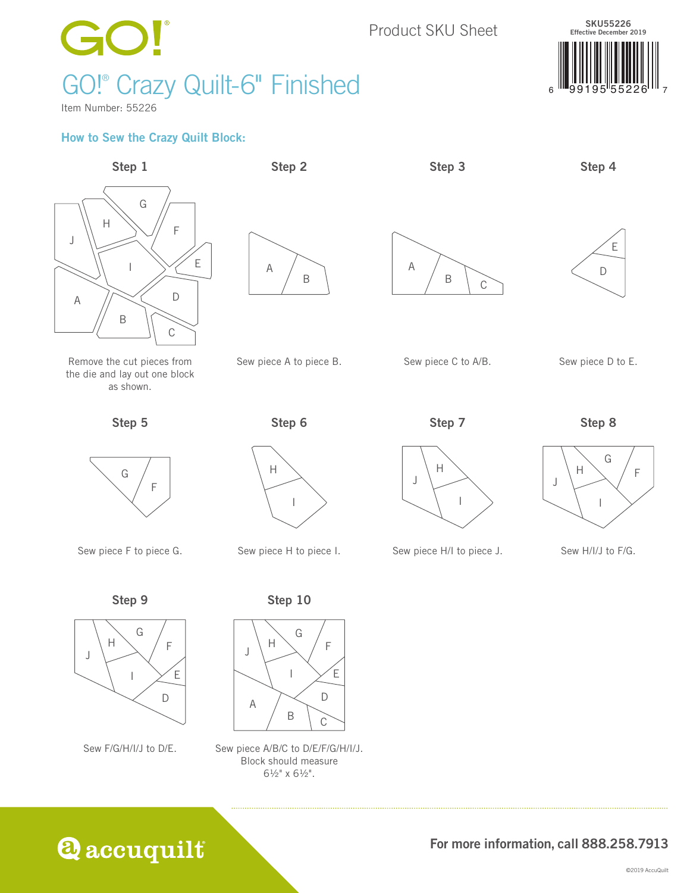GO!

# GO!® Crazy Quilt-6" Finished

Item Number: 55226

Product SKU Sheet

SKU55226
Effective December 2019

6 99195 55226 7

## How to Sew the Crazy Quilt Block:

**Step 1**

Remove the cut pieces from the die and lay out one block as shown.

**Step 2**

Sew piece A to piece B.

**Step 3**

Sew piece C to A/B.

**Step 4**

Sew piece D to E.

**Step 5**

Sew piece F to piece G.

**Step 6**

Sew piece H to piece I.

**Step 7**

Sew piece H/I to piece J.

**Step 8**

Sew H/I/J to F/G.

**Step 9**

Sew F/G/H/I/J to D/E.

**Step 10**

Sew piece A/B/C to D/E/F/G/H/I/J. Block should measure 6½" x 6½".

accuquilt®

**For more information, call 888.258.7913**

©2019 AccuQuilt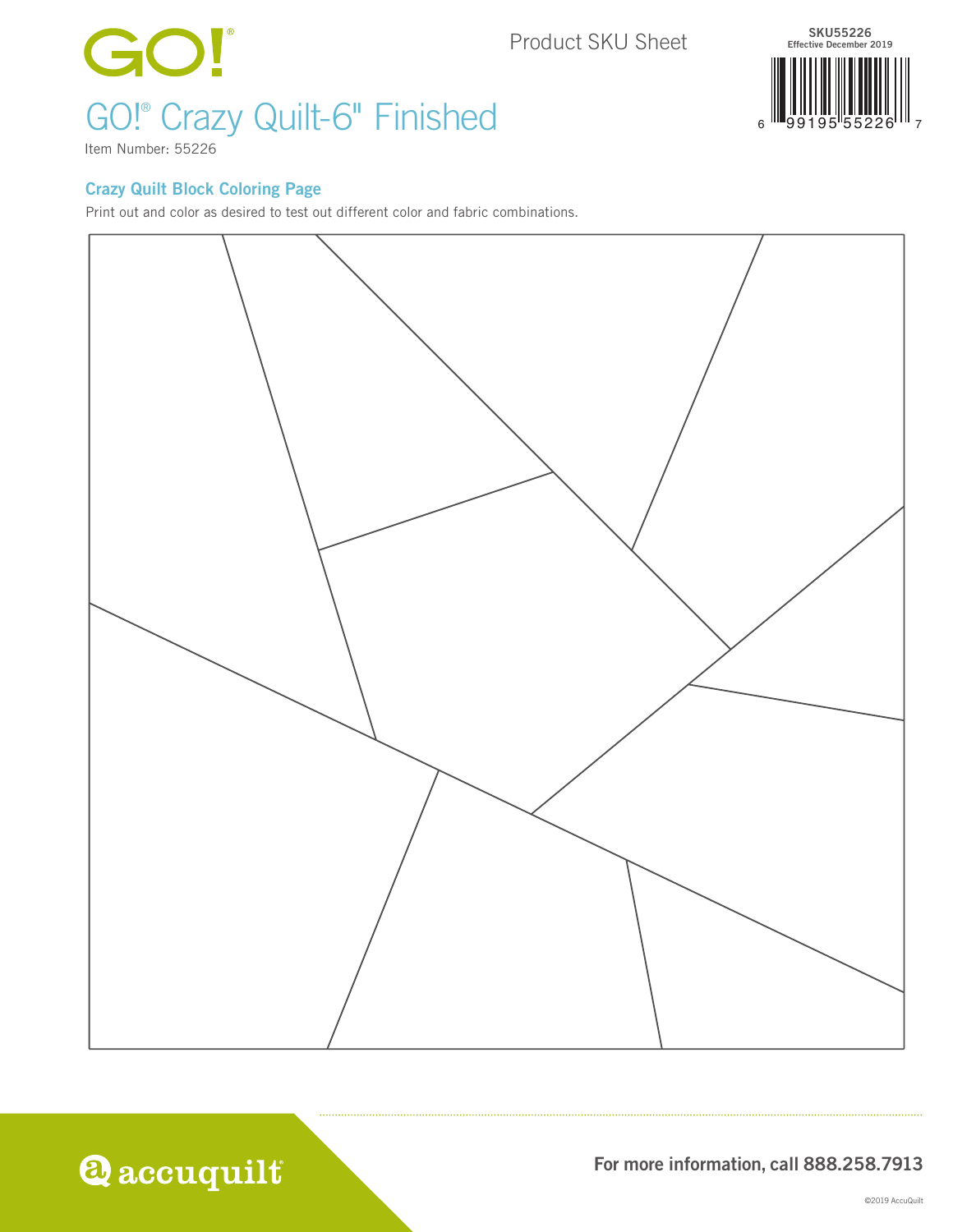# GO!® Crazy Quilt-6" Finished

Product SKU Sheet

SKU55226
Effective December 2019

Item Number: 55226

## Crazy Quilt Block Coloring Page

Print out and color as desired to test out different color and fabric combinations.

For more information, call **888.258.7913**

©2019 AccuQuilt